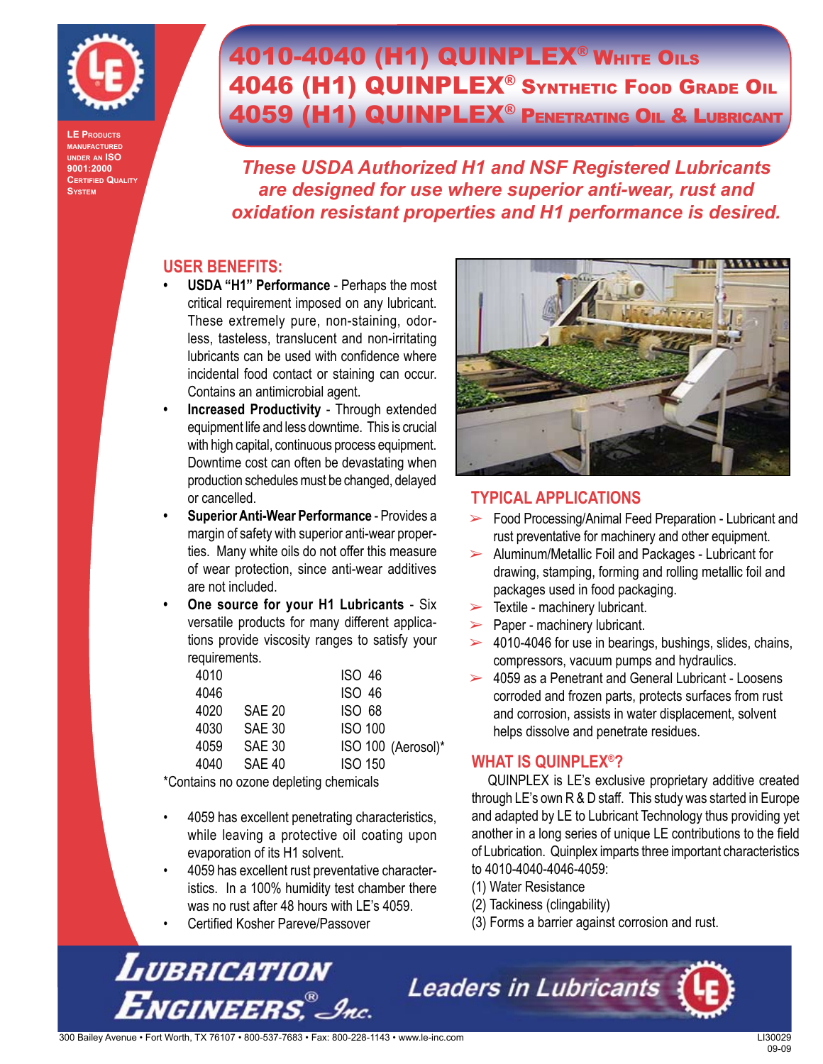LE Products manufactured under an ISO 9001:2000 Certified Quality System

# 4010-4040 (H1) QUINPLEX® White Oils
# 4046 (H1) QUINPLEX® Synthetic Food Grade Oil
# 4059 (H1) QUINPLEX® Penetrating Oil & Lubricant

*These USDA Authorized H1 and NSF Registered Lubricants are designed for use where superior anti-wear, rust and oxidation resistant properties and H1 performance is desired.*

## USER BENEFITS:

- **USDA "H1" Performance** - Perhaps the most critical requirement imposed on any lubricant. These extremely pure, non-staining, odorless, tasteless, translucent and non-irritating lubricants can be used with confidence where incidental food contact or staining can occur. Contains an antimicrobial agent.
- **Increased Productivity** - Through extended equipment life and less downtime. This is crucial with high capital, continuous process equipment. Downtime cost can often be devastating when production schedules must be changed, delayed or cancelled.
- **Superior Anti-Wear Performance** - Provides a margin of safety with superior anti-wear properties. Many white oils do not offer this measure of wear protection, since anti-wear additives are not included.
- **One source for your H1 Lubricants** - Six versatile products for many different applications provide viscosity ranges to satisfy your requirements.

| | | |
|---|---|---|
| 4010 | | ISO 46 |
| 4046 | | ISO 46 |
| 4020 | SAE 20 | ISO 68 |
| 4030 | SAE 30 | ISO 100 |
| 4059 | SAE 30 | ISO 100 (Aerosol)* |
| 4040 | SAE 40 | ISO 150 |

*Contains no ozone depleting chemicals

- 4059 has excellent penetrating characteristics, while leaving a protective oil coating upon evaporation of its H1 solvent.
- 4059 has excellent rust preventative characteristics. In a 100% humidity test chamber there was no rust after 48 hours with LE's 4059.
- Certified Kosher Pareve/Passover

## TYPICAL APPLICATIONS

- Food Processing/Animal Feed Preparation - Lubricant and rust preventative for machinery and other equipment.
- Aluminum/Metallic Foil and Packages - Lubricant for drawing, stamping, forming and rolling metallic foil and packages used in food packaging.
- Textile - machinery lubricant.
- Paper - machinery lubricant.
- 4010-4046 for use in bearings, bushings, slides, chains, compressors, vacuum pumps and hydraulics.
- 4059 as a Penetrant and General Lubricant - Loosens corroded and frozen parts, protects surfaces from rust and corrosion, assists in water displacement, solvent helps dissolve and penetrate residues.

## WHAT IS QUINPLEX®?

QUINPLEX is LE's exclusive proprietary additive created through LE's own R & D staff. This study was started in Europe and adapted by LE to Lubricant Technology thus providing yet another in a long series of unique LE contributions to the field of Lubrication. Quinplex imparts three important characteristics to 4010-4040-4046-4059:

(1) Water Resistance
(2) Tackiness (clingability)
(3) Forms a barrier against corrosion and rust.

Lubrication Engineers®, Inc. — Leaders in Lubricants

300 Bailey Avenue • Fort Worth, TX 76107 • 800-537-7683 • Fax: 800-228-1143 • www.le-inc.com

LI30029
09-09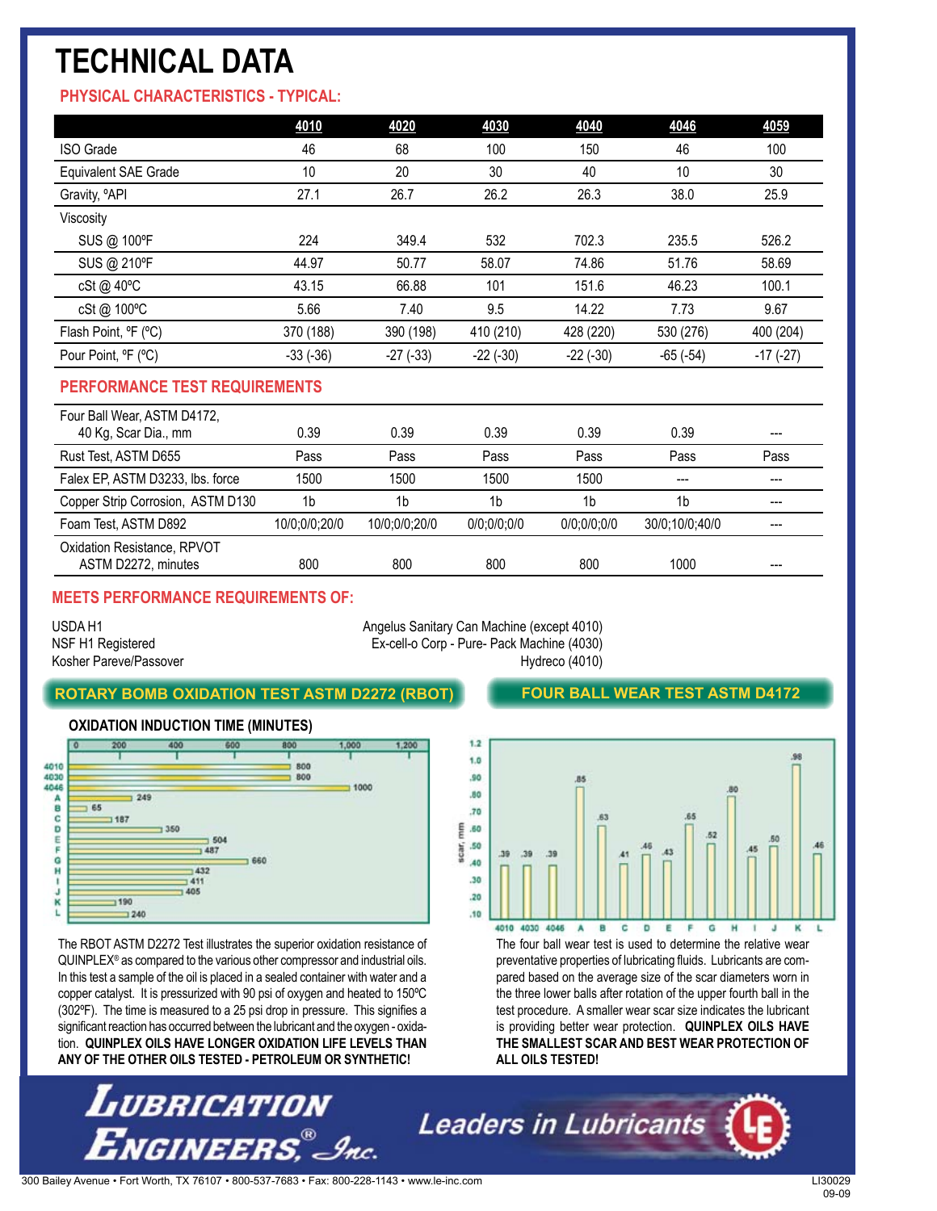# TECHNICAL DATA

## PHYSICAL CHARACTERISTICS - TYPICAL:

| | 4010 | 4020 | 4030 | 4040 | 4046 | 4059 |
|---|---|---|---|---|---|---|
| ISO Grade | 46 | 68 | 100 | 150 | 46 | 100 |
| Equivalent SAE Grade | 10 | 20 | 30 | 40 | 10 | 30 |
| Gravity, ºAPI | 27.1 | 26.7 | 26.2 | 26.3 | 38.0 | 25.9 |
| Viscosity | | | | | | |
| SUS @ 100ºF | 224 | 349.4 | 532 | 702.3 | 235.5 | 526.2 |
| SUS @ 210ºF | 44.97 | 50.77 | 58.07 | 74.86 | 51.76 | 58.69 |
| cSt @ 40ºC | 43.15 | 66.88 | 101 | 151.6 | 46.23 | 100.1 |
| cSt @ 100ºC | 5.66 | 7.40 | 9.5 | 14.22 | 7.73 | 9.67 |
| Flash Point, ºF (ºC) | 370 (188) | 390 (198) | 410 (210) | 428 (220) | 530 (276) | 400 (204) |
| Pour Point, ºF (ºC) | -33 (-36) | -27 (-33) | -22 (-30) | -22 (-30) | -65 (-54) | -17 (-27) |

## PERFORMANCE TEST REQUIREMENTS

| | | | | | | |
|---|---|---|---|---|---|---|
| Four Ball Wear, ASTM D4172, 40 Kg, Scar Dia., mm | 0.39 | 0.39 | 0.39 | 0.39 | 0.39 | --- |
| Rust Test, ASTM D655 | Pass | Pass | Pass | Pass | Pass | Pass |
| Falex EP, ASTM D3233, lbs. force | 1500 | 1500 | 1500 | 1500 | --- | --- |
| Copper Strip Corrosion, ASTM D130 | 1b | 1b | 1b | 1b | 1b | --- |
| Foam Test, ASTM D892 | 10/0;0/0;20/0 | 10/0;0/0;20/0 | 0/0;0/0;0/0 | 0/0;0/0;0/0 | 30/0;10/0;40/0 | --- |
| Oxidation Resistance, RPVOT ASTM D2272, minutes | 800 | 800 | 800 | 800 | 1000 | --- |

## MEETS PERFORMANCE REQUIREMENTS OF:

USDA H1
NSF H1 Registered
Kosher Pareve/Passover

Angelus Sanitary Can Machine (except 4010)
Ex-cell-o Corp - Pure- Pack Machine (4030)
Hydreco (4010)

## ROTARY BOMB OXIDATION TEST ASTM D2272 (RBOT)

OXIDATION INDUCTION TIME (MINUTES)

0 200 400 600 800 1,000 1,200

4010 800
4030 800
4046 1000
A 249
B 65
C 187
D 350
E 504
F 487
G 660
H 432
I 411
J 405
K 190
L 240

The RBOT ASTM D2272 Test illustrates the superior oxidation resistance of QUINPLEX® as compared to the various other compressor and industrial oils. In this test a sample of the oil is placed in a sealed container with water and a copper catalyst. It is pressurized with 90 psi of oxygen and heated to 150ºC (302ºF). The time is measured to a 25 psi drop in pressure. This signifies a significant reaction has occurred between the lubricant and the oxygen - oxidation. **QUINPLEX OILS HAVE LONGER OXIDATION LIFE LEVELS THAN ANY OF THE OTHER OILS TESTED - PETROLEUM OR SYNTHETIC!**

## FOUR BALL WEAR TEST ASTM D4172

scar, mm

1.2 1.0 .90 .80 .70 .60 .50 .40 .30 .20 .10

4010 .39
4030 .39
4046 .39
A .85
B .63
C .41
D .46
E .43
F .65
G .52
H .80
I .45
J .50
K .98
L .46

The four ball wear test is used to determine the relative wear preventative properties of lubricating fluids. Lubricants are compared based on the average size of the scar diameters worn in the three lower balls after rotation of the upper fourth ball in the test procedure. A smaller wear scar size indicates the lubricant is providing better wear protection. **QUINPLEX OILS HAVE THE SMALLEST SCAR AND BEST WEAR PROTECTION OF ALL OILS TESTED!**

LUBRICATION ENGINEERS®, Inc.

Leaders in Lubricants

300 Bailey Avenue • Fort Worth, TX 76107 • 800-537-7683 • Fax: 800-228-1143 • www.le-inc.com

LI30029
09-09